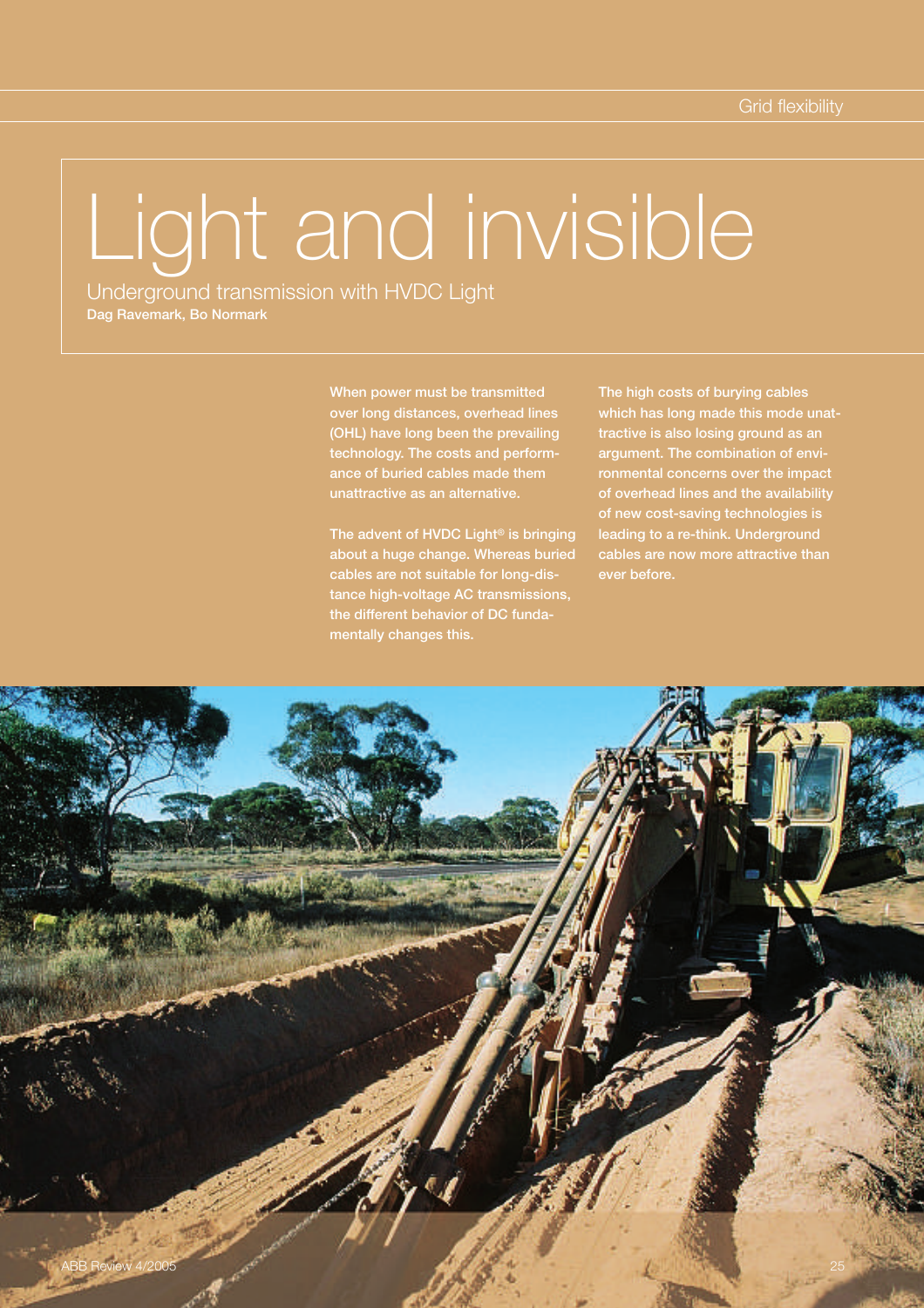# Light and invisible

## Underground transmission with HVDC Light

**Dag Ravemark, Bo Normark**

**When power must be transmitted over long distances, overhead lines (OHL) have long been the prevailing technology. The costs and performance of buried cables made them unattractive as an alternative.**

**The advent of HVDC Light® is bringing about a huge change. Whereas buried cables are not suitable for long-distance high-voltage AC transmissions, the different behavior of DC fundamentally changes this.**

**The high costs of burying cables which has long made this mode unattractive is also losing ground as an argument. The combination of environmental concerns over the impact of overhead lines and the availability of new cost-saving technologies is leading to a re-think. Underground cables are now more attractive than ever before.**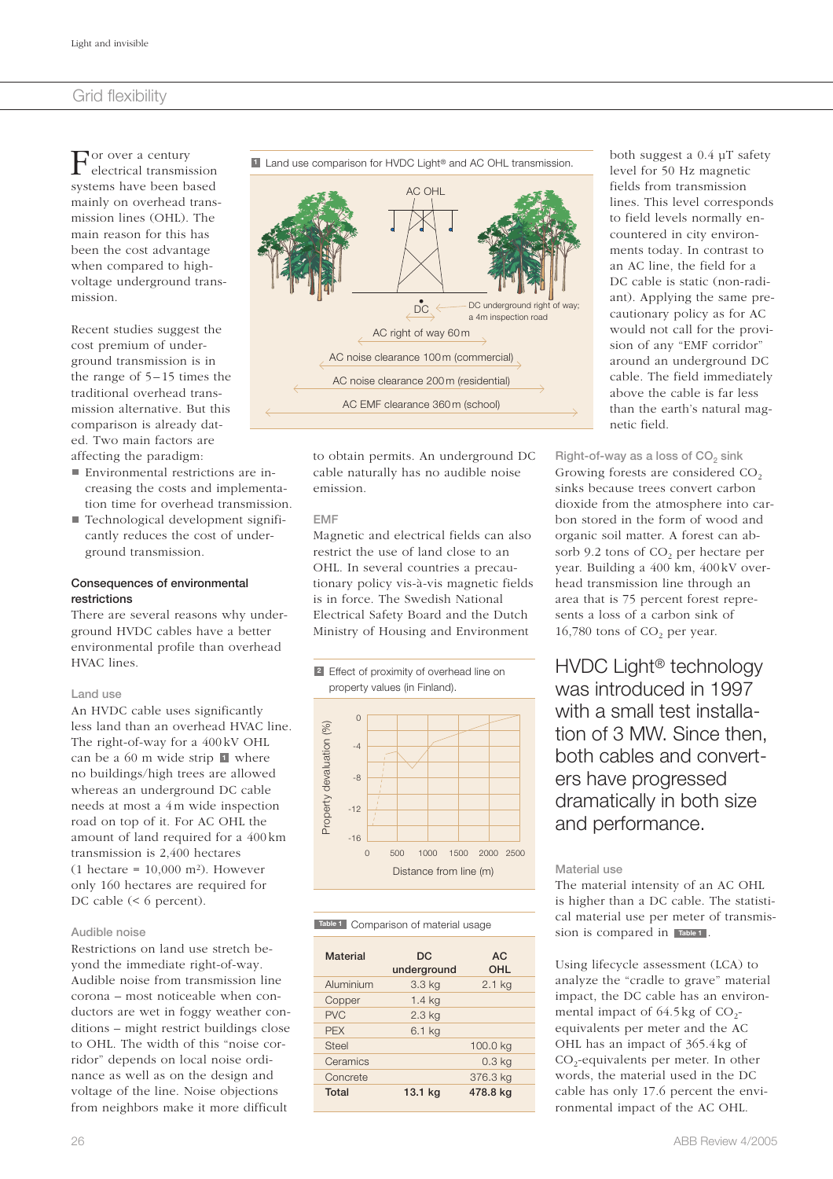## Grid flexibility

For over a century electrical transmission systems have been based mainly on overhead transmission lines (OHL). The main reason for this has been the cost advantage when compared to high-voltage underground transmission.

Recent studies suggest the cost premium of underground transmission is in the range of 5–15 times the traditional overhead transmission alternative. But this comparison is already dated. Two main factors are affecting the paradigm:

- Environmental restrictions are increasing the costs and implementation time for overhead transmission.
- Technological development significantly reduces the cost of underground transmission.

### Consequences of environmental restrictions

There are several reasons why underground HVDC cables have a better environmental profile than overhead HVAC lines.

#### Land use

An HVDC cable uses significantly less land than an overhead HVAC line. The right-of-way for a 400 kV OHL can be a 60 m wide strip 1 where no buildings/high trees are allowed whereas an underground DC cable needs at most a 4 m wide inspection road on top of it. For AC OHL the amount of land required for a 400 km transmission is 2,400 hectares (1 hectare = 10,000 m²). However only 160 hectares are required for DC cable (< 6 percent).

#### Audible noise

Restrictions on land use stretch beyond the immediate right-of-way. Audible noise from transmission line corona – most noticeable when conductors are wet in foggy weather conditions – might restrict buildings close to OHL. The width of this "noise corridor" depends on local noise ordinance as well as on the design and voltage of the line. Noise objections from neighbors make it more difficult to obtain permits. An underground DC cable naturally has no audible noise emission.

**1** Land use comparison for HVDC Light® and AC OHL transmission.

AC OHL

DC — DC underground right of way; a 4 m inspection road

AC right of way 60 m

AC noise clearance 100 m (commercial)

AC noise clearance 200 m (residential)

AC EMF clearance 360 m (school)

#### EMF

Magnetic and electrical fields can also restrict the use of land close to an OHL. In several countries a precautionary policy vis-à-vis magnetic fields is in force. The Swedish National Electrical Safety Board and the Dutch Ministry of Housing and Environment both suggest a 0.4 µT safety level for 50 Hz magnetic fields from transmission lines. This level corresponds to field levels normally encountered in city environments today. In contrast to an AC line, the field for a DC cable is static (non-radiant). Applying the same precautionary policy as for AC would not call for the provision of any "EMF corridor" around an underground DC cable. The field immediately above the cable is far less than the earth's natural magnetic field.

**2** Effect of proximity of overhead line on property values (in Finland).

Property devaluation (%): 0, -4, -8, -12, -16

Distance from line (m): 0, 500, 1000, 1500, 2000, 2500

**Table 1** Comparison of material usage

| Material | DC underground | AC OHL |
|---|---|---|
| Aluminium | 3.3 kg | 2.1 kg |
| Copper | 1.4 kg | |
| PVC | 2.3 kg | |
| PEX | 6.1 kg | |
| Steel | | 100.0 kg |
| Ceramics | | 0.3 kg |
| Concrete | | 376.3 kg |
| **Total** | **13.1 kg** | **478.8 kg** |

#### Right-of-way as a loss of $CO_2$ sink

Growing forests are considered $CO_2$ sinks because trees convert carbon dioxide from the atmosphere into carbon stored in the form of wood and organic soil matter. A forest can absorb 9.2 tons of $CO_2$ per hectare per year. Building a 400 km, 400 kV overhead transmission line through an area that is 75 percent forest represents a loss of a carbon sink of 16,780 tons of $CO_2$ per year.

HVDC Light® technology was introduced in 1997 with a small test installation of 3 MW. Since then, both cables and converters have progressed dramatically in both size and performance.

#### Material use

The material intensity of an AC OHL is higher than a DC cable. The statistical material use per meter of transmission is compared in Table 1.

Using lifecycle assessment (LCA) to analyze the "cradle to grave" material impact, the DC cable has an environmental impact of 64.5 kg of $CO_2$-equivalents per meter and the AC OHL has an impact of 365.4 kg of $CO_2$-equivalents per meter. In other words, the material used in the DC cable has only 17.6 percent the environmental impact of the AC OHL.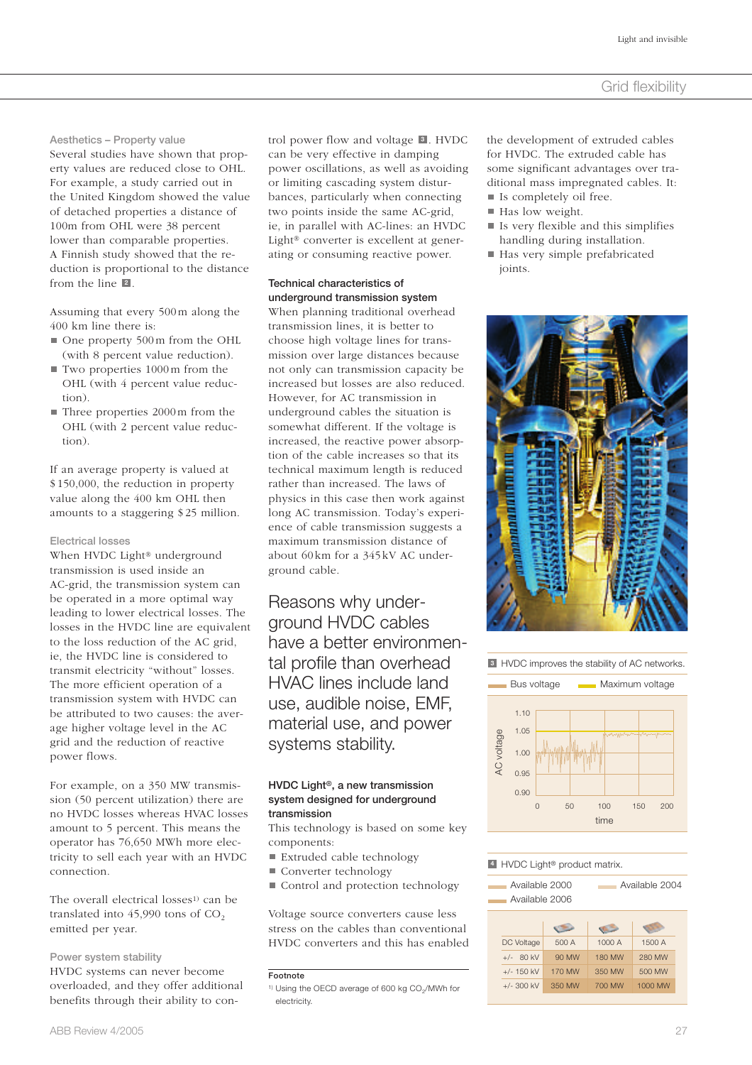## Grid flexibility

### Aesthetics – Property value

Several studies have shown that property values are reduced close to OHL. For example, a study carried out in the United Kingdom showed the value of detached properties a distance of 100m from OHL were 38 percent lower than comparable properties. A Finnish study showed that the reduction is proportional to the distance from the line **2**.

Assuming that every 500 m along the 400 km line there is:

- One property 500 m from the OHL (with 8 percent value reduction).
- Two properties 1000 m from the OHL (with 4 percent value reduction).
- Three properties 2000 m from the OHL (with 2 percent value reduction).

If an average property is valued at $ 150,000, the reduction in property value along the 400 km OHL then amounts to a staggering $ 25 million.

### Electrical losses

When HVDC Light® underground transmission is used inside an AC-grid, the transmission system can be operated in a more optimal way leading to lower electrical losses. The losses in the HVDC line are equivalent to the loss reduction of the AC grid, ie, the HVDC line is considered to transmit electricity "without" losses. The more efficient operation of a transmission system with HVDC can be attributed to two causes: the average higher voltage level in the AC grid and the reduction of reactive power flows.

For example, on a 350 MW transmission (50 percent utilization) there are no HVDC losses whereas HVAC losses amount to 5 percent. This means the operator has 76,650 MWh more electricity to sell each year with an HVDC connection.

The overall electrical losses[1] can be translated into 45,990 tons of $CO_2$ emitted per year.

### Power system stability

HVDC systems can never become overloaded, and they offer additional benefits through their ability to control power flow and voltage **3**. HVDC can be very effective in damping power oscillations, as well as avoiding or limiting cascading system disturbances, particularly when connecting two points inside the same AC-grid, ie, in parallel with AC-lines: an HVDC Light® converter is excellent at generating or consuming reactive power.

**Technical characteristics of underground transmission system**

When planning traditional overhead transmission lines, it is better to choose high voltage lines for transmission over large distances because not only can transmission capacity be increased but losses are also reduced. However, for AC transmission in underground cables the situation is somewhat different. If the voltage is increased, the reactive power absorption of the cable increases so that its technical maximum length is reduced rather than increased. The laws of physics in this case then work against long AC transmission. Today's experience of cable transmission suggests a maximum transmission distance of about 60 km for a 345 kV AC underground cable.

## Reasons why underground HVDC cables have a better environmental profile than overhead HVAC lines include land use, audible noise, EMF, material use, and power systems stability.

**HVDC Light®, a new transmission system designed for underground transmission**

This technology is based on some key components:

- Extruded cable technology
- Converter technology
- Control and protection technology

Voltage source converters cause less stress on the cables than conventional HVDC converters and this has enabled the development of extruded cables for HVDC. The extruded cable has some significant advantages over traditional mass impregnated cables. It:

- Is completely oil free.
- Has low weight.
- Is very flexible and this simplifies handling during installation.
- Has very simple prefabricated joints.

**Footnote**

[1] Using the OECD average of 600 kg $CO_2$/MWh for electricity.

**3** HVDC improves the stability of AC networks.

Bus voltage / Maximum voltage

(Chart: AC voltage 0.90–1.10 vs. time 0–200)

**4** HVDC Light® product matrix.

Available 2000 / Available 2004 / Available 2006

| DC Voltage | 500 A | 1000 A | 1500 A |
|---|---|---|---|
| +/- 80 kV | 90 MW | 180 MW | 280 MW |
| +/- 150 kV | 170 MW | 350 MW | 500 MW |
| +/- 300 kV | 350 MW | 700 MW | 1000 MW |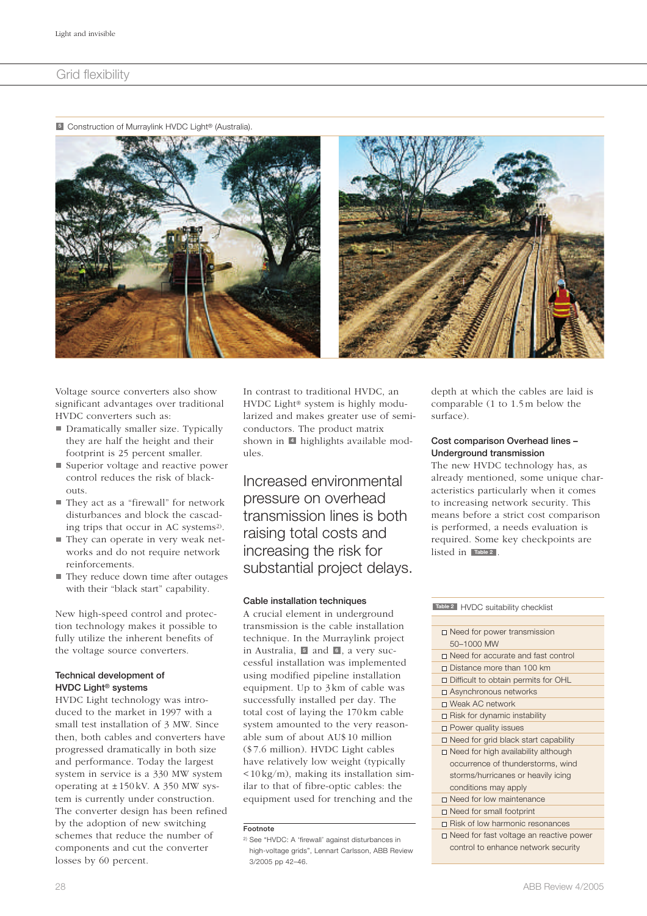## Grid flexibility

5 Construction of Murraylink HVDC Light® (Australia).

Voltage source converters also show significant advantages over traditional HVDC converters such as:

- Dramatically smaller size. Typically they are half the height and their footprint is 25 percent smaller.
- Superior voltage and reactive power control reduces the risk of black-outs.
- They act as a "firewall" for network disturbances and block the cascading trips that occur in AC systems[2].
- They can operate in very weak networks and do not require network reinforcements.
- They reduce down time after outages with their "black start" capability.

New high-speed control and protection technology makes it possible to fully utilize the inherent benefits of the voltage source converters.

### Technical development of HVDC Light® systems

HVDC Light technology was introduced to the market in 1997 with a small test installation of 3 MW. Since then, both cables and converters have progressed dramatically in both size and performance. Today the largest system in service is a 330 MW system operating at ±150 kV. A 350 MW system is currently under construction. The converter design has been refined by the adoption of new switching schemes that reduce the number of components and cut the converter losses by 60 percent.

In contrast to traditional HVDC, an HVDC Light® system is highly modularized and makes greater use of semiconductors. The product matrix shown in 4 highlights available modules.

> Increased environmental pressure on overhead transmission lines is both raising total costs and increasing the risk for substantial project delays.

### Cable installation techniques

A crucial element in underground transmission is the cable installation technique. In the Murraylink project in Australia, 5 and 6, a very successful installation was implemented using modified pipeline installation equipment. Up to 3 km of cable was successfully installed per day. The total cost of laying the 170 km cable system amounted to the very reasonable sum of about AU$ 10 million ($7.6 million). HVDC Light cables have relatively low weight (typically <10 kg/m), making its installation similar to that of fibre-optic cables: the equipment used for trenching and the depth at which the cables are laid is comparable (1 to 1.5 m below the surface).

### Cost comparison Overhead lines – Underground transmission

The new HVDC technology has, as already mentioned, some unique characteristics particularly when it comes to increasing network security. This means before a strict cost comparison is performed, a needs evaluation is required. Some key checkpoints are listed in Table 2.

**Table 2** HVDC suitability checklist

| |
|---|
| ☐ Need for power transmission 50–1000 MW |
| ☐ Need for accurate and fast control |
| ☐ Distance more than 100 km |
| ☐ Difficult to obtain permits for OHL |
| ☐ Asynchronous networks |
| ☐ Weak AC network |
| ☐ Risk for dynamic instability |
| ☐ Power quality issues |
| ☐ Need for grid black start capability |
| ☐ Need for high availability although occurrence of thunderstorms, wind storms/hurricanes or heavily icing conditions may apply |
| ☐ Need for low maintenance |
| ☐ Need for small footprint |
| ☐ Risk of low harmonic resonances |
| ☐ Need for fast voltage an reactive power control to enhance network security |

**Footnote**

[2] See "HVDC: A 'firewall' against disturbances in high-voltage grids", Lennart Carlsson, ABB Review 3/2005 pp 42–46.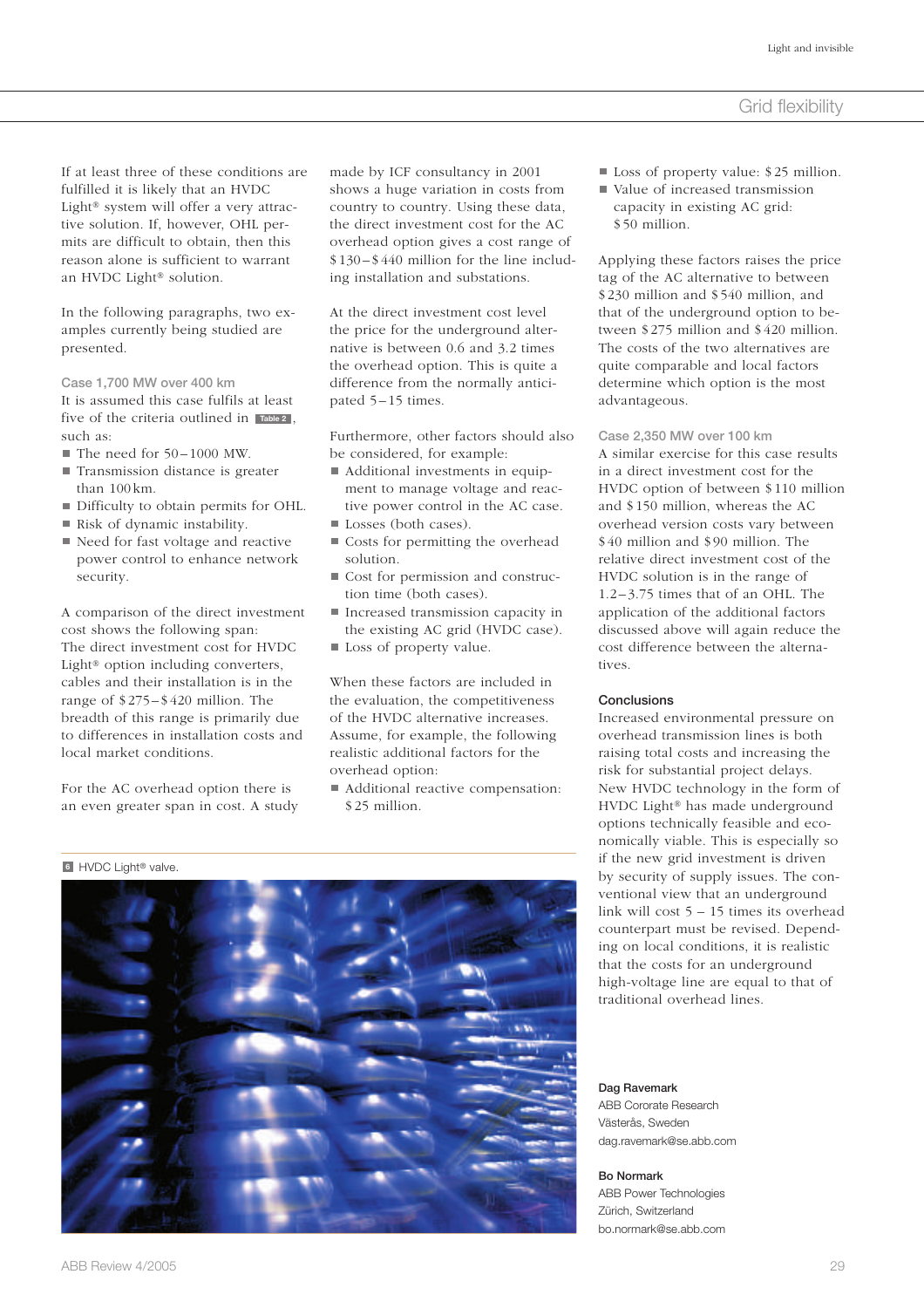If at least three of these conditions are fulfilled it is likely that an HVDC Light® system will offer a very attractive solution. If, however, OHL permits are difficult to obtain, then this reason alone is sufficient to warrant an HVDC Light® solution.

In the following paragraphs, two examples currently being studied are presented.

### Case 1,700 MW over 400 km

It is assumed this case fulfils at least five of the criteria outlined in Table 2, such as:

- The need for 50–1000 MW.
- Transmission distance is greater than 100 km.
- Difficulty to obtain permits for OHL.
- Risk of dynamic instability.
- Need for fast voltage and reactive power control to enhance network security.

A comparison of the direct investment cost shows the following span: The direct investment cost for HVDC Light® option including converters, cables and their installation is in the range of $275–$420 million. The breadth of this range is primarily due to differences in installation costs and local market conditions.

For the AC overhead option there is an even greater span in cost. A study made by ICF consultancy in 2001 shows a huge variation in costs from country to country. Using these data, the direct investment cost for the AC overhead option gives a cost range of $130–$440 million for the line including installation and substations.

At the direct investment cost level the price for the underground alternative is between 0.6 and 3.2 times the overhead option. This is quite a difference from the normally anticipated 5–15 times.

Furthermore, other factors should also be considered, for example:

- Additional investments in equipment to manage voltage and reactive power control in the AC case.
- Losses (both cases).
- Costs for permitting the overhead solution.
- Cost for permission and construction time (both cases).
- Increased transmission capacity in the existing AC grid (HVDC case).
- Loss of property value.

When these factors are included in the evaluation, the competitiveness of the HVDC alternative increases. Assume, for example, the following realistic additional factors for the overhead option:

- Additional reactive compensation: $25 million.
- Loss of property value: $25 million.
- Value of increased transmission capacity in existing AC grid: $50 million.

Applying these factors raises the price tag of the AC alternative to between $230 million and $540 million, and that of the underground option to between $275 million and $420 million. The costs of the two alternatives are quite comparable and local factors determine which option is the most advantageous.

### Case 2,350 MW over 100 km

A similar exercise for this case results in a direct investment cost for the HVDC option of between $110 million and $150 million, whereas the AC overhead version costs vary between $40 million and $90 million. The relative direct investment cost of the HVDC solution is in the range of 1.2–3.75 times that of an OHL. The application of the additional factors discussed above will again reduce the cost difference between the alternatives.

6 HVDC Light® valve.

### Conclusions

Increased environmental pressure on overhead transmission lines is both raising total costs and increasing the risk for substantial project delays. New HVDC technology in the form of HVDC Light® has made underground options technically feasible and economically viable. This is especially so if the new grid investment is driven by security of supply issues. The conventional view that an underground link will cost 5 – 15 times its overhead counterpart must be revised. Depending on local conditions, it is realistic that the costs for an underground high-voltage line are equal to that of traditional overhead lines.

**Dag Ravemark**
ABB Cororate Research
Västerås, Sweden
dag.ravemark@se.abb.com

**Bo Normark**
ABB Power Technologies
Zürich, Switzerland
bo.normark@se.abb.com